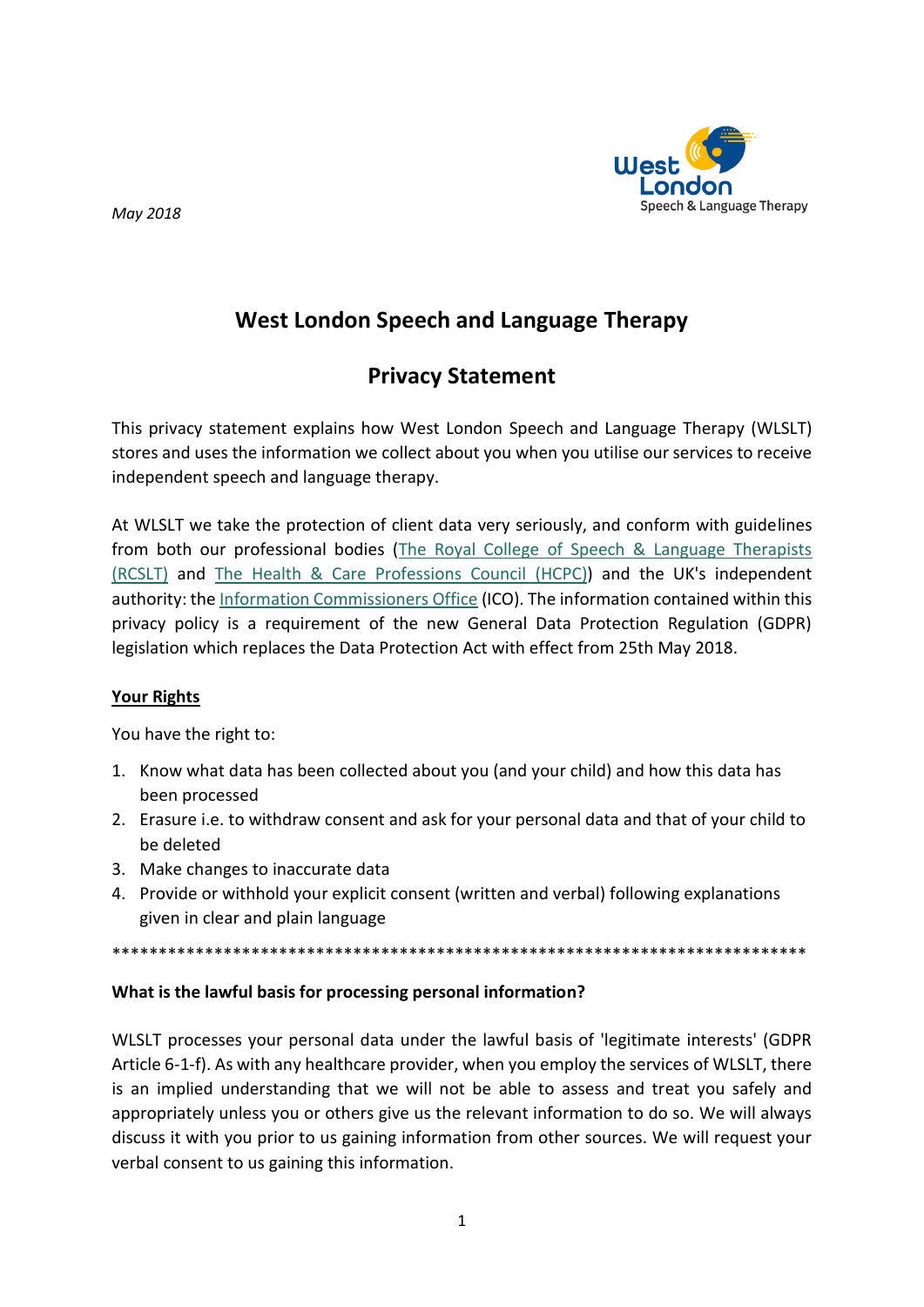*May 2018*

# West London Speech and Language Therapy

## Privacy Statement

This privacy statement explains how West London Speech and Language Therapy (WLSLT) stores and uses the information we collect about you when you utilise our services to receive independent speech and language therapy.

At WLSLT we take the protection of client data very seriously, and conform with guidelines from both our professional bodies (The Royal College of Speech & Language Therapists (RCSLT) and The Health & Care Professions Council (HCPC)) and the UK's independent authority: the Information Commissioners Office (ICO). The information contained within this privacy policy is a requirement of the new General Data Protection Regulation (GDPR) legislation which replaces the Data Protection Act with effect from 25th May 2018.

**Your Rights**

You have the right to:

1. Know what data has been collected about you (and your child) and how this data has been processed
2. Erasure i.e. to withdraw consent and ask for your personal data and that of your child to be deleted
3. Make changes to inaccurate data
4. Provide or withhold your explicit consent (written and verbal) following explanations given in clear and plain language

*****************************************************************************

**What is the lawful basis for processing personal information?**

WLSLT processes your personal data under the lawful basis of 'legitimate interests' (GDPR Article 6-1-f). As with any healthcare provider, when you employ the services of WLSLT, there is an implied understanding that we will not be able to assess and treat you safely and appropriately unless you or others give us the relevant information to do so. We will always discuss it with you prior to us gaining information from other sources. We will request your verbal consent to us gaining this information.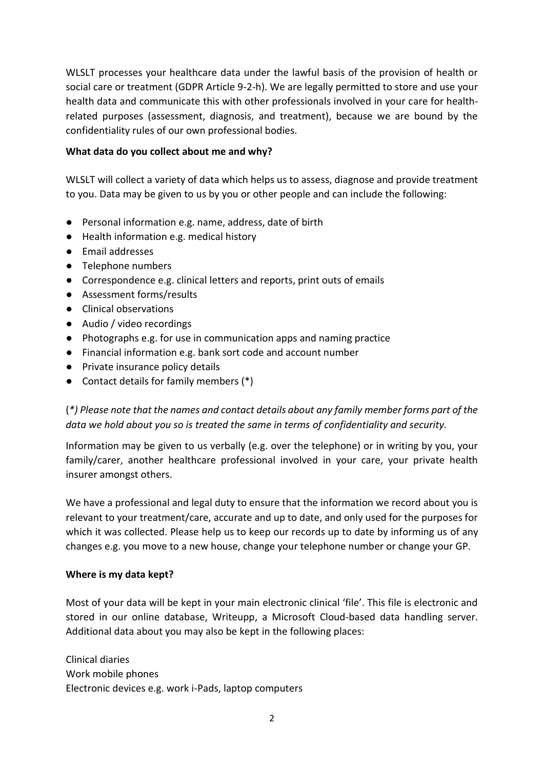WLSLT processes your healthcare data under the lawful basis of the provision of health or social care or treatment (GDPR Article 9-2-h). We are legally permitted to store and use your health data and communicate this with other professionals involved in your care for health-related purposes (assessment, diagnosis, and treatment), because we are bound by the confidentiality rules of our own professional bodies.

**What data do you collect about me and why?**

WLSLT will collect a variety of data which helps us to assess, diagnose and provide treatment to you. Data may be given to us by you or other people and can include the following:

- Personal information e.g. name, address, date of birth
- Health information e.g. medical history
- Email addresses
- Telephone numbers
- Correspondence e.g. clinical letters and reports, print outs of emails
- Assessment forms/results
- Clinical observations
- Audio / video recordings
- Photographs e.g. for use in communication apps and naming practice
- Financial information e.g. bank sort code and account number
- Private insurance policy details
- Contact details for family members (*)

(*) *Please note that the names and contact details about any family member forms part of the data we hold about you so is treated the same in terms of confidentiality and security.*

Information may be given to us verbally (e.g. over the telephone) or in writing by you, your family/carer, another healthcare professional involved in your care, your private health insurer amongst others.

We have a professional and legal duty to ensure that the information we record about you is relevant to your treatment/care, accurate and up to date, and only used for the purposes for which it was collected. Please help us to keep our records up to date by informing us of any changes e.g. you move to a new house, change your telephone number or change your GP.

**Where is my data kept?**

Most of your data will be kept in your main electronic clinical 'file'. This file is electronic and stored in our online database, Writeupp, a Microsoft Cloud-based data handling server. Additional data about you may also be kept in the following places:

Clinical diaries
Work mobile phones
Electronic devices e.g. work i-Pads, laptop computers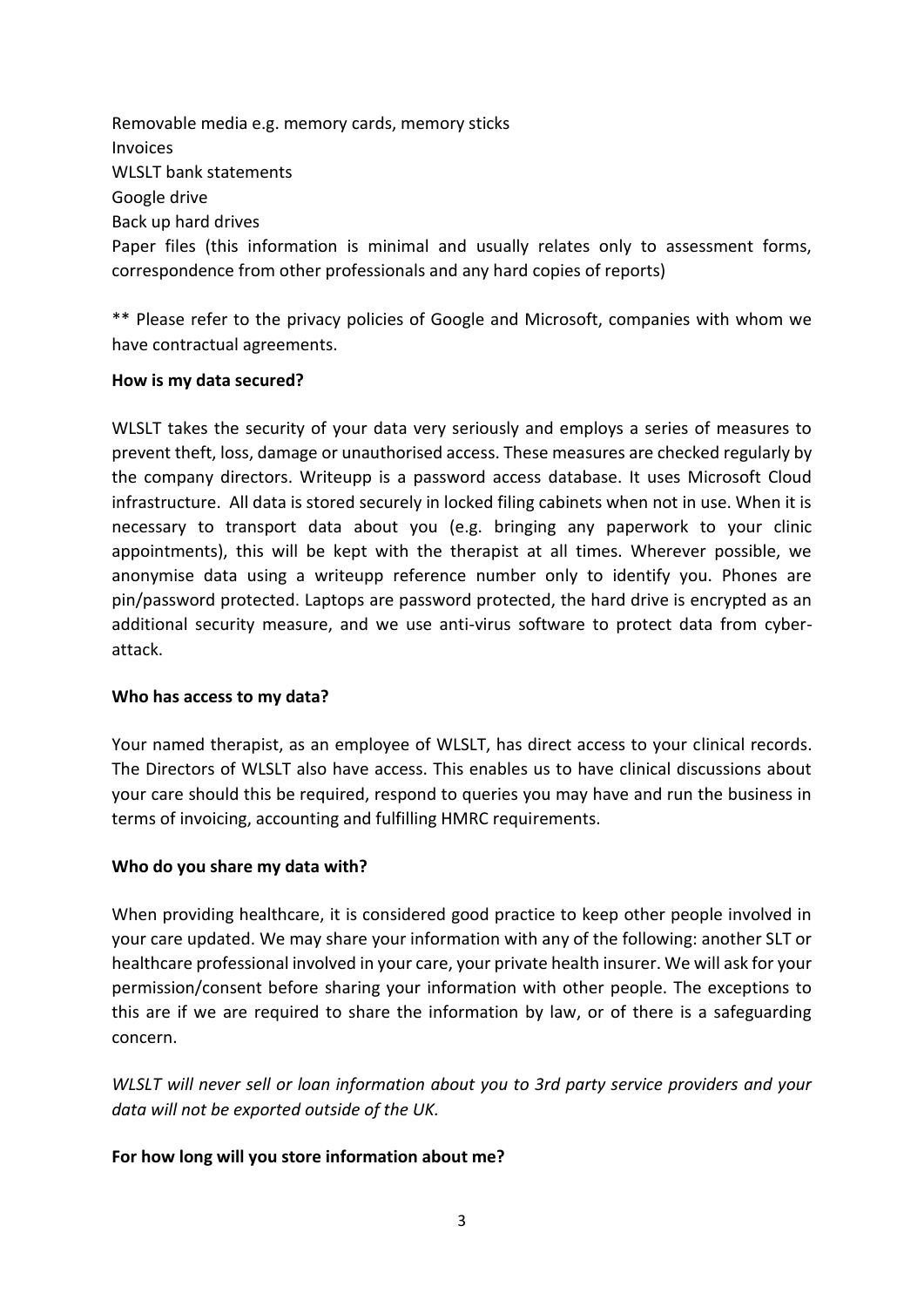Removable media e.g. memory cards, memory sticks
Invoices
WLSLT bank statements
Google drive
Back up hard drives
Paper files (this information is minimal and usually relates only to assessment forms, correspondence from other professionals and any hard copies of reports)

** Please refer to the privacy policies of Google and Microsoft, companies with whom we have contractual agreements.

**How is my data secured?**

WLSLT takes the security of your data very seriously and employs a series of measures to prevent theft, loss, damage or unauthorised access. These measures are checked regularly by the company directors. Writeupp is a password access database. It uses Microsoft Cloud infrastructure. All data is stored securely in locked filing cabinets when not in use. When it is necessary to transport data about you (e.g. bringing any paperwork to your clinic appointments), this will be kept with the therapist at all times. Wherever possible, we anonymise data using a writeupp reference number only to identify you. Phones are pin/password protected. Laptops are password protected, the hard drive is encrypted as an additional security measure, and we use anti-virus software to protect data from cyber-attack.

**Who has access to my data?**

Your named therapist, as an employee of WLSLT, has direct access to your clinical records. The Directors of WLSLT also have access. This enables us to have clinical discussions about your care should this be required, respond to queries you may have and run the business in terms of invoicing, accounting and fulfilling HMRC requirements.

**Who do you share my data with?**

When providing healthcare, it is considered good practice to keep other people involved in your care updated. We may share your information with any of the following: another SLT or healthcare professional involved in your care, your private health insurer. We will ask for your permission/consent before sharing your information with other people. The exceptions to this are if we are required to share the information by law, or of there is a safeguarding concern.

*WLSLT will never sell or loan information about you to 3rd party service providers and your data will not be exported outside of the UK.*

**For how long will you store information about me?**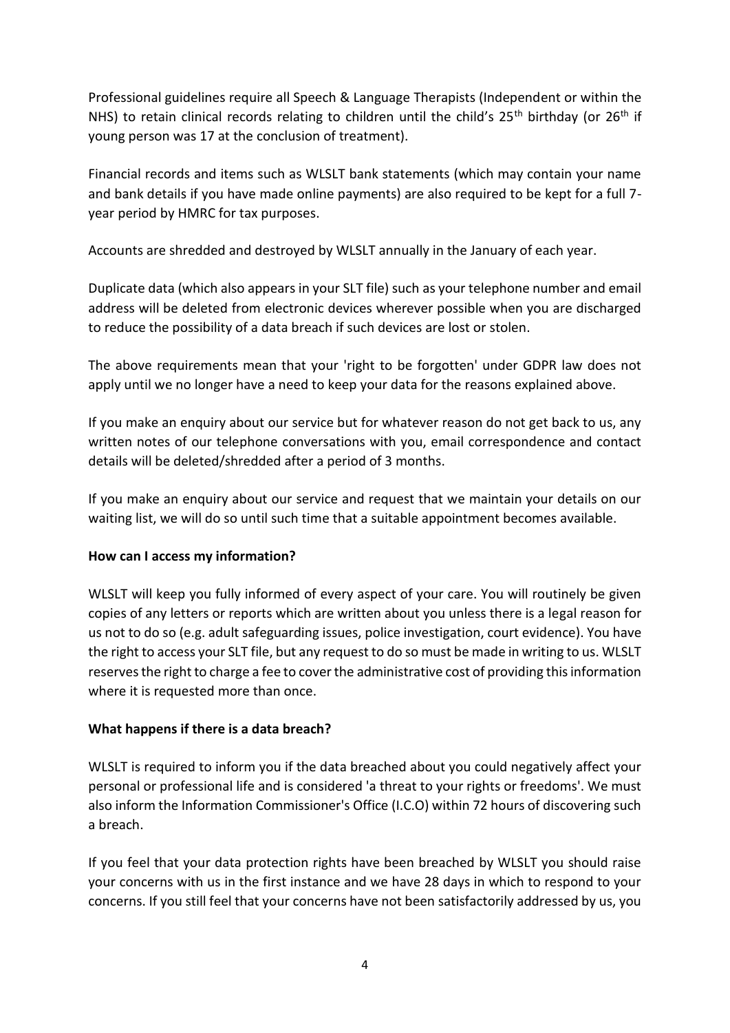Professional guidelines require all Speech & Language Therapists (Independent or within the NHS) to retain clinical records relating to children until the child's 25th birthday (or 26th if young person was 17 at the conclusion of treatment).

Financial records and items such as WLSLT bank statements (which may contain your name and bank details if you have made online payments) are also required to be kept for a full 7-year period by HMRC for tax purposes.

Accounts are shredded and destroyed by WLSLT annually in the January of each year.

Duplicate data (which also appears in your SLT file) such as your telephone number and email address will be deleted from electronic devices wherever possible when you are discharged to reduce the possibility of a data breach if such devices are lost or stolen.

The above requirements mean that your 'right to be forgotten' under GDPR law does not apply until we no longer have a need to keep your data for the reasons explained above.

If you make an enquiry about our service but for whatever reason do not get back to us, any written notes of our telephone conversations with you, email correspondence and contact details will be deleted/shredded after a period of 3 months.

If you make an enquiry about our service and request that we maintain your details on our waiting list, we will do so until such time that a suitable appointment becomes available.

**How can I access my information?**

WLSLT will keep you fully informed of every aspect of your care. You will routinely be given copies of any letters or reports which are written about you unless there is a legal reason for us not to do so (e.g. adult safeguarding issues, police investigation, court evidence). You have the right to access your SLT file, but any request to do so must be made in writing to us. WLSLT reserves the right to charge a fee to cover the administrative cost of providing this information where it is requested more than once.

**What happens if there is a data breach?**

WLSLT is required to inform you if the data breached about you could negatively affect your personal or professional life and is considered 'a threat to your rights or freedoms'. We must also inform the Information Commissioner's Office (I.C.O) within 72 hours of discovering such a breach.

If you feel that your data protection rights have been breached by WLSLT you should raise your concerns with us in the first instance and we have 28 days in which to respond to your concerns. If you still feel that your concerns have not been satisfactorily addressed by us, you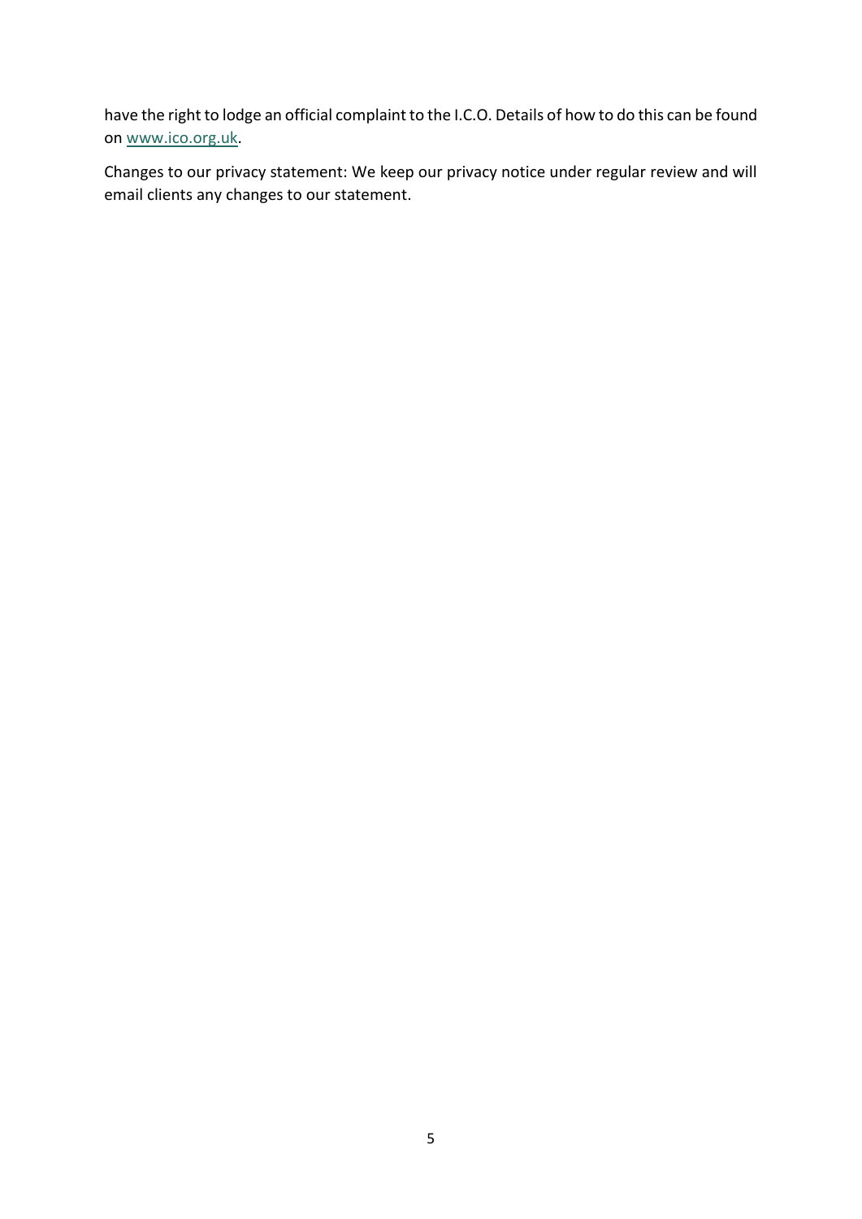have the right to lodge an official complaint to the I.C.O. Details of how to do this can be found on [www.ico.org.uk](http://www.ico.org.uk).

Changes to our privacy statement: We keep our privacy notice under regular review and will email clients any changes to our statement.